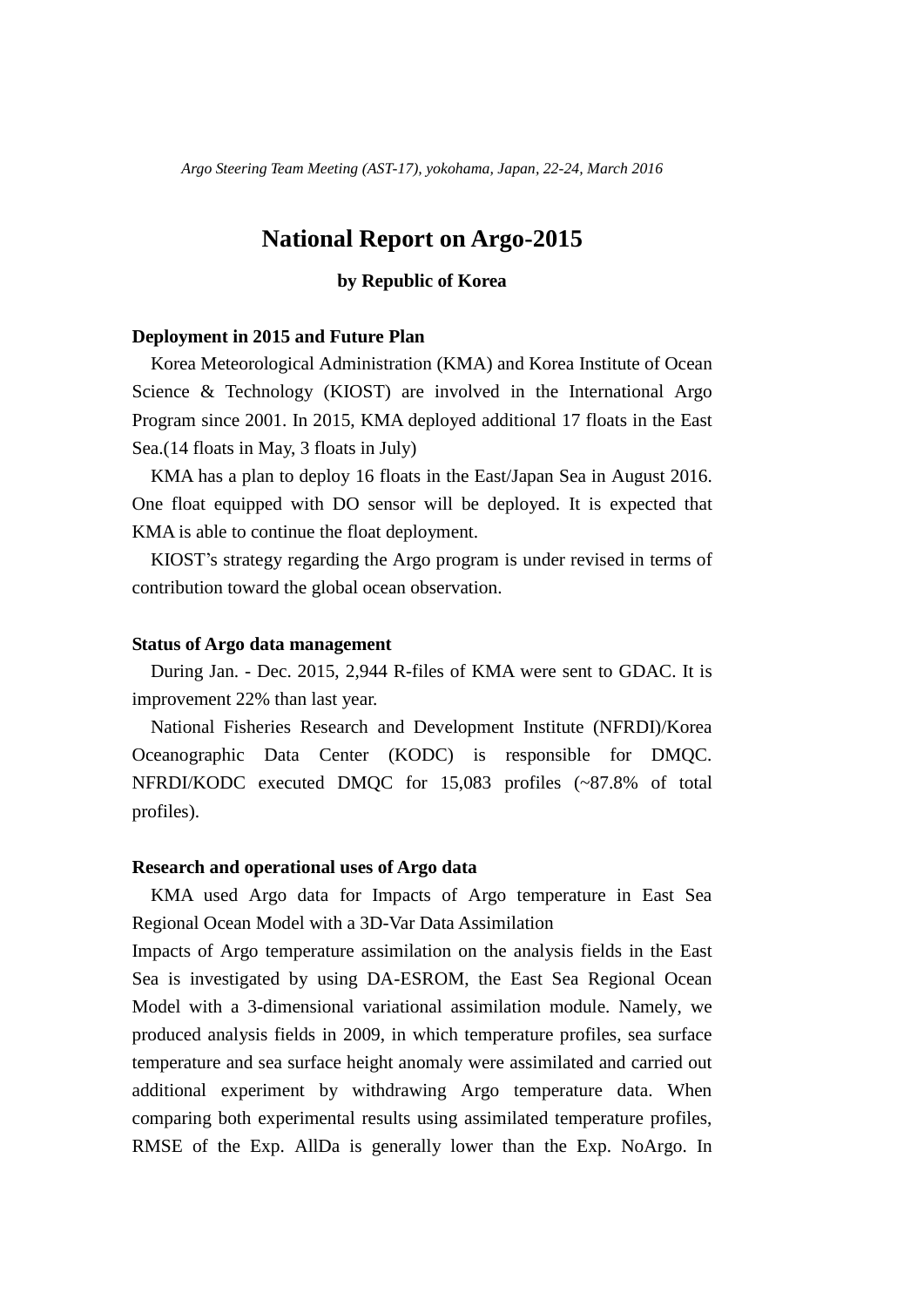*Argo Steering Team Meeting (AST-17), yokohama, Japan, 22-24, March 2016*

# National Report on Argo-2015

**by Republic of Korea**

**Deployment in 2015 and Future Plan**

Korea Meteorological Administration (KMA) and Korea Institute of Ocean Science & Technology (KIOST) are involved in the International Argo Program since 2001. In 2015, KMA deployed additional 17 floats in the East Sea.(14 floats in May, 3 floats in July)

KMA has a plan to deploy 16 floats in the East/Japan Sea in August 2016. One float equipped with DO sensor will be deployed. It is expected that KMA is able to continue the float deployment.

KIOST's strategy regarding the Argo program is under revised in terms of contribution toward the global ocean observation.

**Status of Argo data management**

During Jan. - Dec. 2015, 2,944 R-files of KMA were sent to GDAC. It is improvement 22% than last year.

National Fisheries Research and Development Institute (NFRDI)/Korea Oceanographic Data Center (KODC) is responsible for DMQC. NFRDI/KODC executed DMQC for 15,083 profiles (~87.8% of total profiles).

**Research and operational uses of Argo data**

KMA used Argo data for Impacts of Argo temperature in East Sea Regional Ocean Model with a 3D-Var Data Assimilation

Impacts of Argo temperature assimilation on the analysis fields in the East Sea is investigated by using DA-ESROM, the East Sea Regional Ocean Model with a 3-dimensional variational assimilation module. Namely, we produced analysis fields in 2009, in which temperature profiles, sea surface temperature and sea surface height anomaly were assimilated and carried out additional experiment by withdrawing Argo temperature data. When comparing both experimental results using assimilated temperature profiles, RMSE of the Exp. AllDa is generally lower than the Exp. NoArgo. In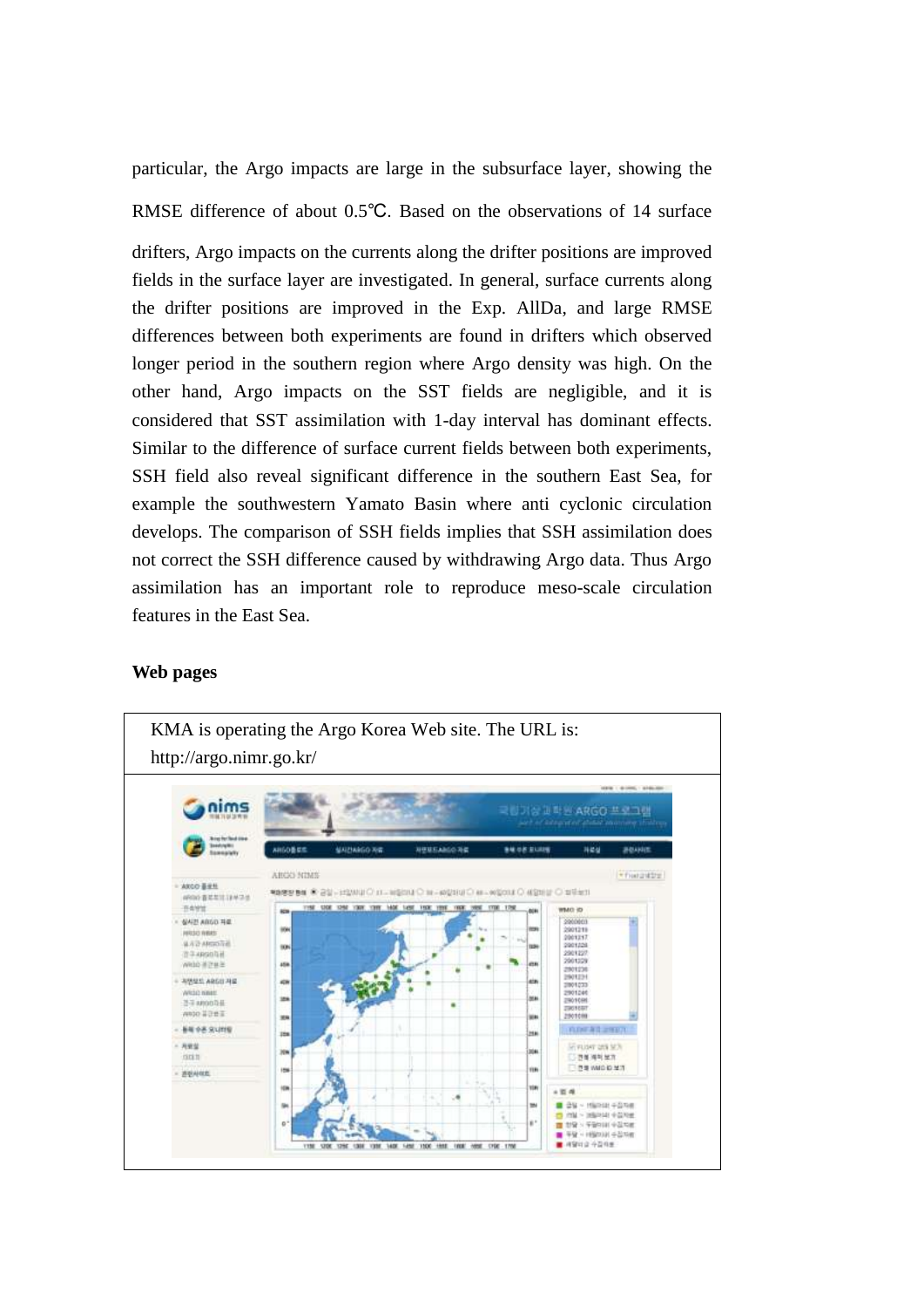particular, the Argo impacts are large in the subsurface layer, showing the RMSE difference of about 0.5℃. Based on the observations of 14 surface drifters, Argo impacts on the currents along the drifter positions are improved fields in the surface layer are investigated. In general, surface currents along the drifter positions are improved in the Exp. AllDa, and large RMSE differences between both experiments are found in drifters which observed longer period in the southern region where Argo density was high. On the other hand, Argo impacts on the SST fields are negligible, and it is considered that SST assimilation with 1-day interval has dominant effects. Similar to the difference of surface current fields between both experiments, SSH field also reveal significant difference in the southern East Sea, for example the southwestern Yamato Basin where anti cyclonic circulation develops. The comparison of SSH fields implies that SSH assimilation does not correct the SSH difference caused by withdrawing Argo data. Thus Argo assimilation has an important role to reproduce meso-scale circulation features in the East Sea.

**Web pages**

KMA is operating the Argo Korea Web site. The URL is:
http://argo.nimr.go.kr/